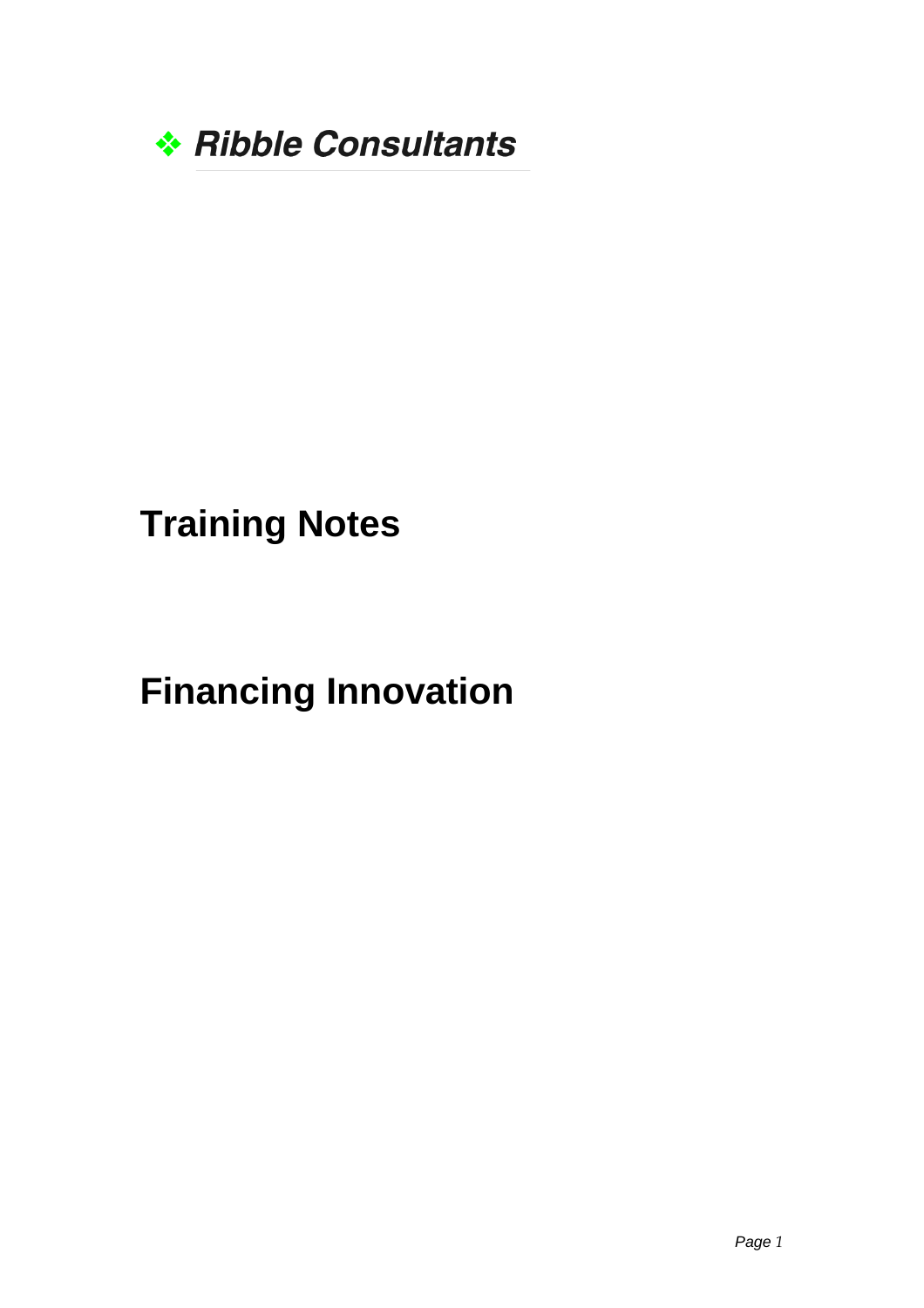❖ *Ribble Consultants*

# Training Notes

# Financing Innovation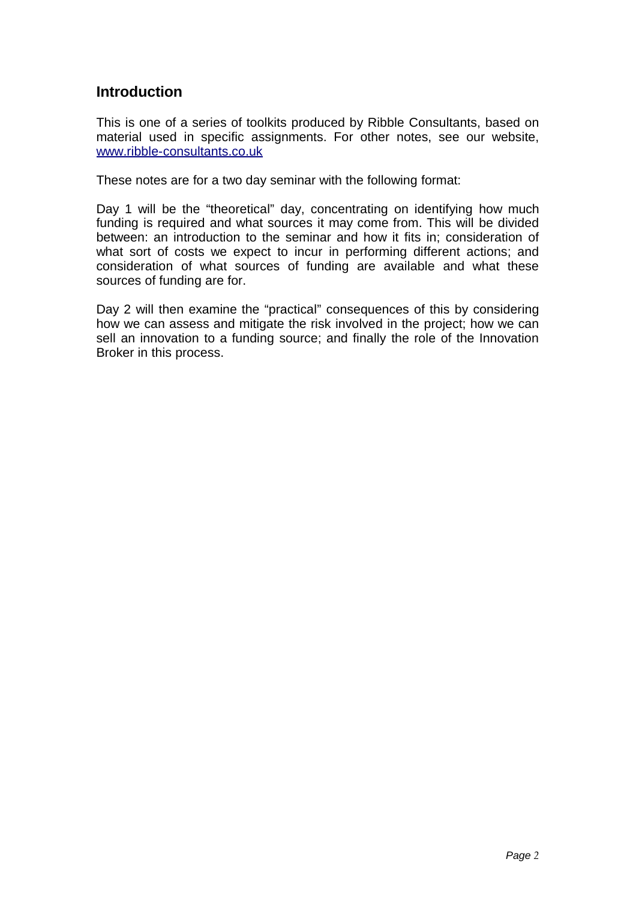## Introduction

This is one of a series of toolkits produced by Ribble Consultants, based on material used in specific assignments. For other notes, see our website, [www.ribble-consultants.co.uk](http://www.ribble-consultants.co.uk)

These notes are for a two day seminar with the following format:

Day 1 will be the "theoretical" day, concentrating on identifying how much funding is required and what sources it may come from. This will be divided between: an introduction to the seminar and how it fits in; consideration of what sort of costs we expect to incur in performing different actions; and consideration of what sources of funding are available and what these sources of funding are for.

Day 2 will then examine the "practical" consequences of this by considering how we can assess and mitigate the risk involved in the project; how we can sell an innovation to a funding source; and finally the role of the Innovation Broker in this process.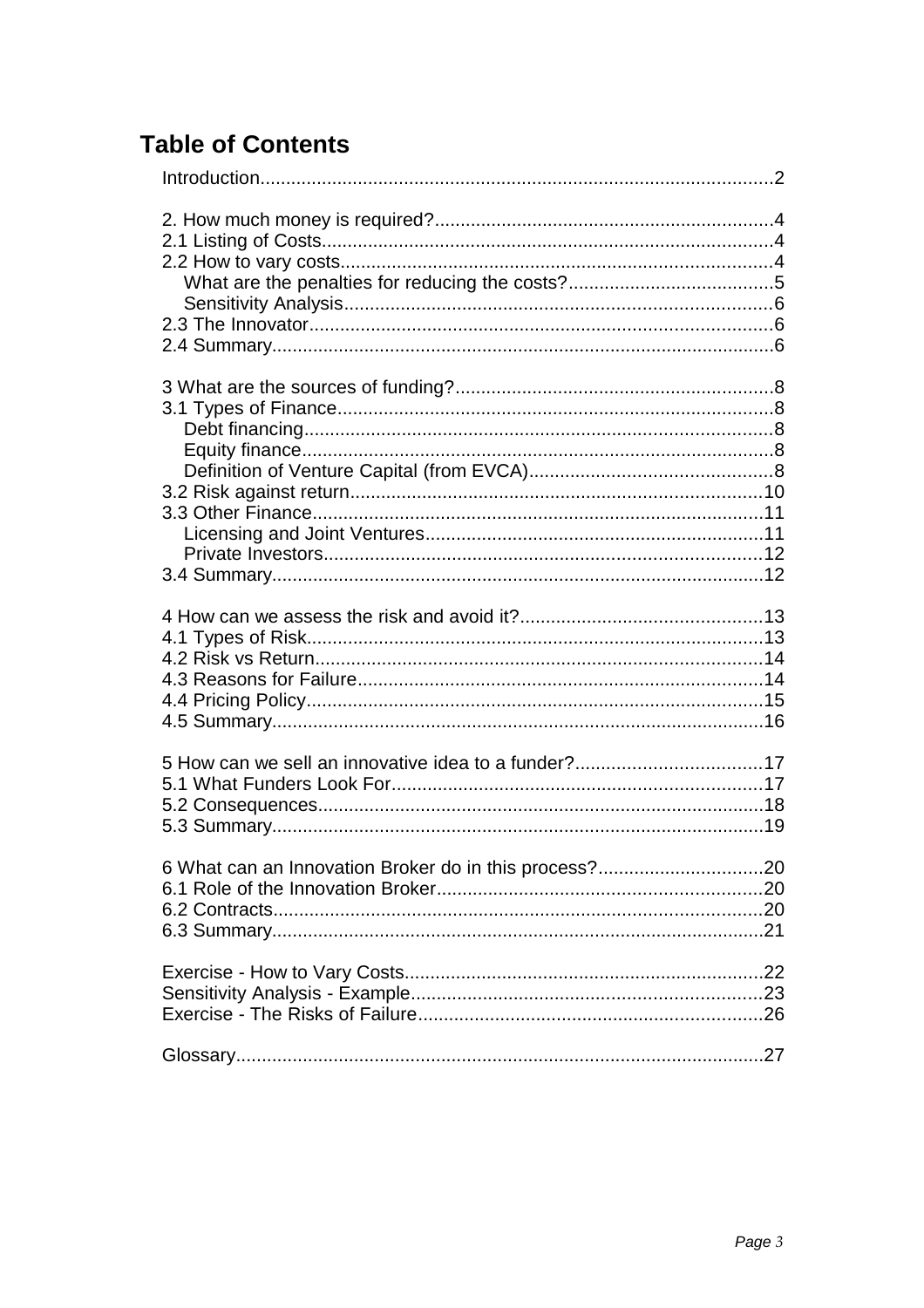# Table of Contents

Introduction....2

2. How much money is required?....4
2.1 Listing of Costs....4
2.2 How to vary costs....4
    What are the penalties for reducing the costs?....5
    Sensitivity Analysis....6
2.3 The Innovator....6
2.4 Summary....6

3 What are the sources of funding?....8
3.1 Types of Finance....8
    Debt financing....8
    Equity finance....8
    Definition of Venture Capital (from EVCA)....8
3.2 Risk against return....10
3.3 Other Finance....11
    Licensing and Joint Ventures....11
    Private Investors....12
3.4 Summary....12

4 How can we assess the risk and avoid it?....13
4.1 Types of Risk....13
4.2 Risk vs Return....14
4.3 Reasons for Failure....14
4.4 Pricing Policy....15
4.5 Summary....16

5 How can we sell an innovative idea to a funder?....17
5.1 What Funders Look For....17
5.2 Consequences....18
5.3 Summary....19

6 What can an Innovation Broker do in this process?....20
6.1 Role of the Innovation Broker....20
6.2 Contracts....20
6.3 Summary....21

Exercise - How to Vary Costs....22
Sensitivity Analysis - Example....23
Exercise - The Risks of Failure....26

Glossary....27